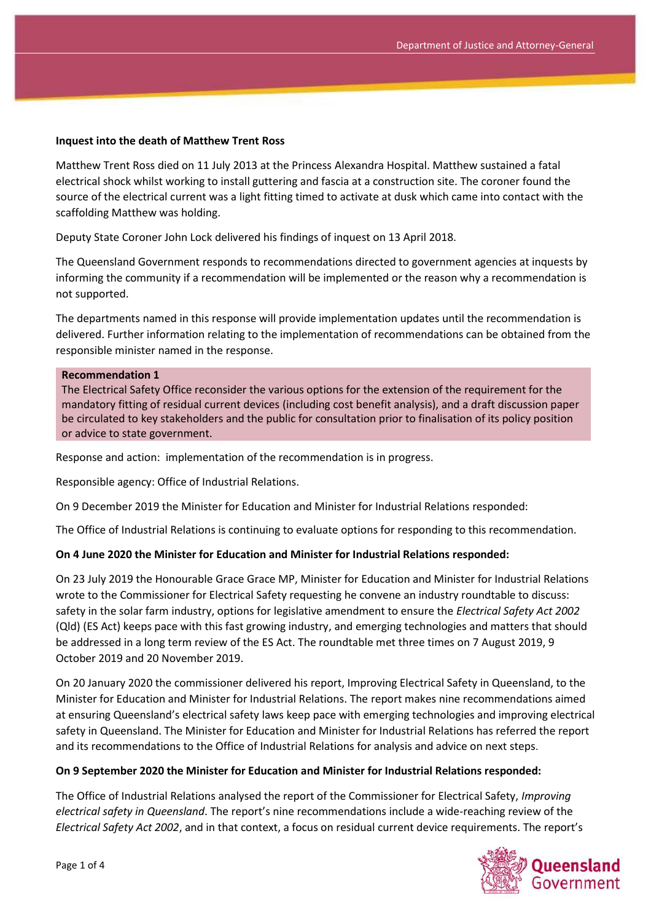**Inquest into the death of Matthew Trent Ross**

Matthew Trent Ross died on 11 July 2013 at the Princess Alexandra Hospital. Matthew sustained a fatal electrical shock whilst working to install guttering and fascia at a construction site. The coroner found the source of the electrical current was a light fitting timed to activate at dusk which came into contact with the scaffolding Matthew was holding.

Deputy State Coroner John Lock delivered his findings of inquest on 13 April 2018.

The Queensland Government responds to recommendations directed to government agencies at inquests by informing the community if a recommendation will be implemented or the reason why a recommendation is not supported.

The departments named in this response will provide implementation updates until the recommendation is delivered. Further information relating to the implementation of recommendations can be obtained from the responsible minister named in the response.

**Recommendation 1**

The Electrical Safety Office reconsider the various options for the extension of the requirement for the mandatory fitting of residual current devices (including cost benefit analysis), and a draft discussion paper be circulated to key stakeholders and the public for consultation prior to finalisation of its policy position or advice to state government.

Response and action: implementation of the recommendation is in progress.

Responsible agency: Office of Industrial Relations.

On 9 December 2019 the Minister for Education and Minister for Industrial Relations responded:

The Office of Industrial Relations is continuing to evaluate options for responding to this recommendation.

**On 4 June 2020 the Minister for Education and Minister for Industrial Relations responded:**

On 23 July 2019 the Honourable Grace Grace MP, Minister for Education and Minister for Industrial Relations wrote to the Commissioner for Electrical Safety requesting he convene an industry roundtable to discuss: safety in the solar farm industry, options for legislative amendment to ensure the *Electrical Safety Act 2002* (Qld) (ES Act) keeps pace with this fast growing industry, and emerging technologies and matters that should be addressed in a long term review of the ES Act. The roundtable met three times on 7 August 2019, 9 October 2019 and 20 November 2019.

On 20 January 2020 the commissioner delivered his report, Improving Electrical Safety in Queensland, to the Minister for Education and Minister for Industrial Relations. The report makes nine recommendations aimed at ensuring Queensland's electrical safety laws keep pace with emerging technologies and improving electrical safety in Queensland. The Minister for Education and Minister for Industrial Relations has referred the report and its recommendations to the Office of Industrial Relations for analysis and advice on next steps.

**On 9 September 2020 the Minister for Education and Minister for Industrial Relations responded:**

The Office of Industrial Relations analysed the report of the Commissioner for Electrical Safety, *Improving electrical safety in Queensland*. The report's nine recommendations include a wide-reaching review of the *Electrical Safety Act 2002*, and in that context, a focus on residual current device requirements. The report's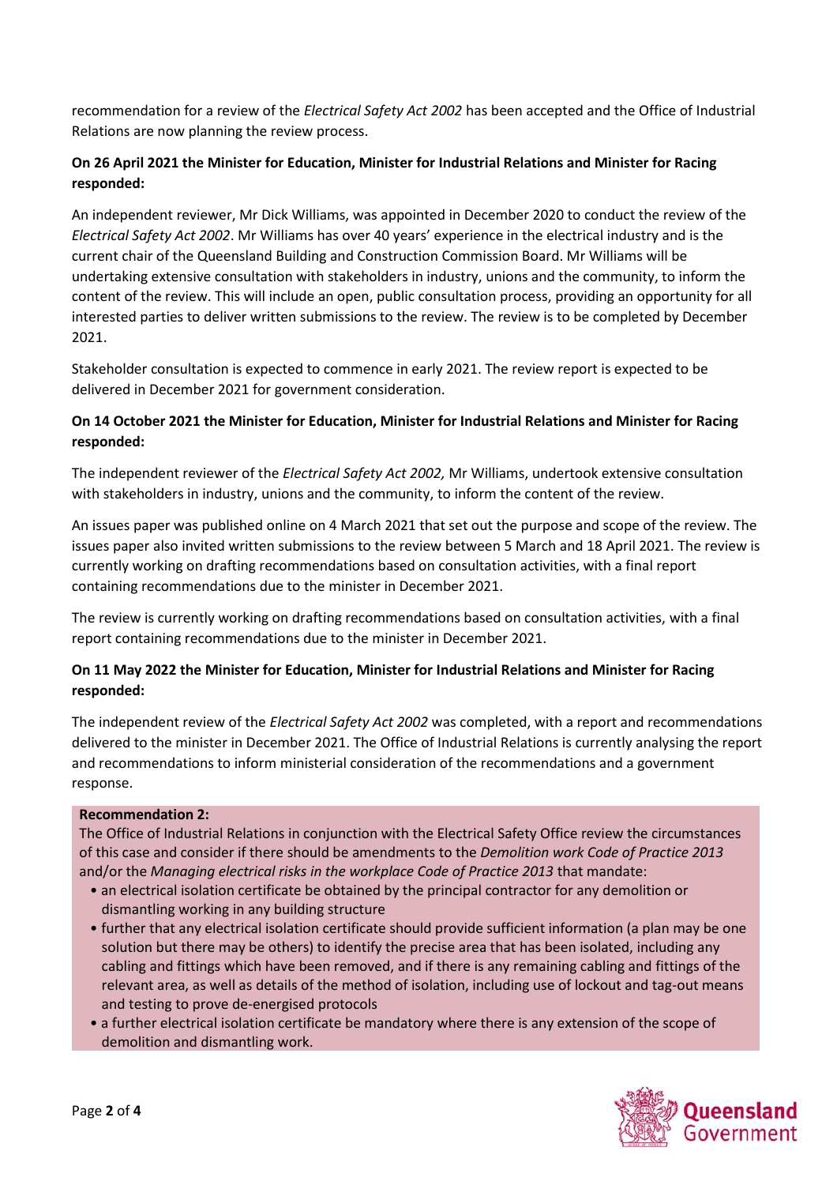recommendation for a review of the *Electrical Safety Act 2002* has been accepted and the Office of Industrial Relations are now planning the review process.

**On 26 April 2021 the Minister for Education, Minister for Industrial Relations and Minister for Racing responded:**

An independent reviewer, Mr Dick Williams, was appointed in December 2020 to conduct the review of the *Electrical Safety Act 2002*. Mr Williams has over 40 years' experience in the electrical industry and is the current chair of the Queensland Building and Construction Commission Board. Mr Williams will be undertaking extensive consultation with stakeholders in industry, unions and the community, to inform the content of the review. This will include an open, public consultation process, providing an opportunity for all interested parties to deliver written submissions to the review. The review is to be completed by December 2021.

Stakeholder consultation is expected to commence in early 2021. The review report is expected to be delivered in December 2021 for government consideration.

**On 14 October 2021 the Minister for Education, Minister for Industrial Relations and Minister for Racing responded:**

The independent reviewer of the *Electrical Safety Act 2002,* Mr Williams, undertook extensive consultation with stakeholders in industry, unions and the community, to inform the content of the review.

An issues paper was published online on 4 March 2021 that set out the purpose and scope of the review. The issues paper also invited written submissions to the review between 5 March and 18 April 2021. The review is currently working on drafting recommendations based on consultation activities, with a final report containing recommendations due to the minister in December 2021.

The review is currently working on drafting recommendations based on consultation activities, with a final report containing recommendations due to the minister in December 2021.

**On 11 May 2022 the Minister for Education, Minister for Industrial Relations and Minister for Racing responded:**

The independent review of the *Electrical Safety Act 2002* was completed, with a report and recommendations delivered to the minister in December 2021. The Office of Industrial Relations is currently analysing the report and recommendations to inform ministerial consideration of the recommendations and a government response.

**Recommendation 2:**

The Office of Industrial Relations in conjunction with the Electrical Safety Office review the circumstances of this case and consider if there should be amendments to the *Demolition work Code of Practice 2013* and/or the *Managing electrical risks in the workplace Code of Practice 2013* that mandate:

- an electrical isolation certificate be obtained by the principal contractor for any demolition or dismantling working in any building structure
- further that any electrical isolation certificate should provide sufficient information (a plan may be one solution but there may be others) to identify the precise area that has been isolated, including any cabling and fittings which have been removed, and if there is any remaining cabling and fittings of the relevant area, as well as details of the method of isolation, including use of lockout and tag-out means and testing to prove de-energised protocols
- a further electrical isolation certificate be mandatory where there is any extension of the scope of demolition and dismantling work.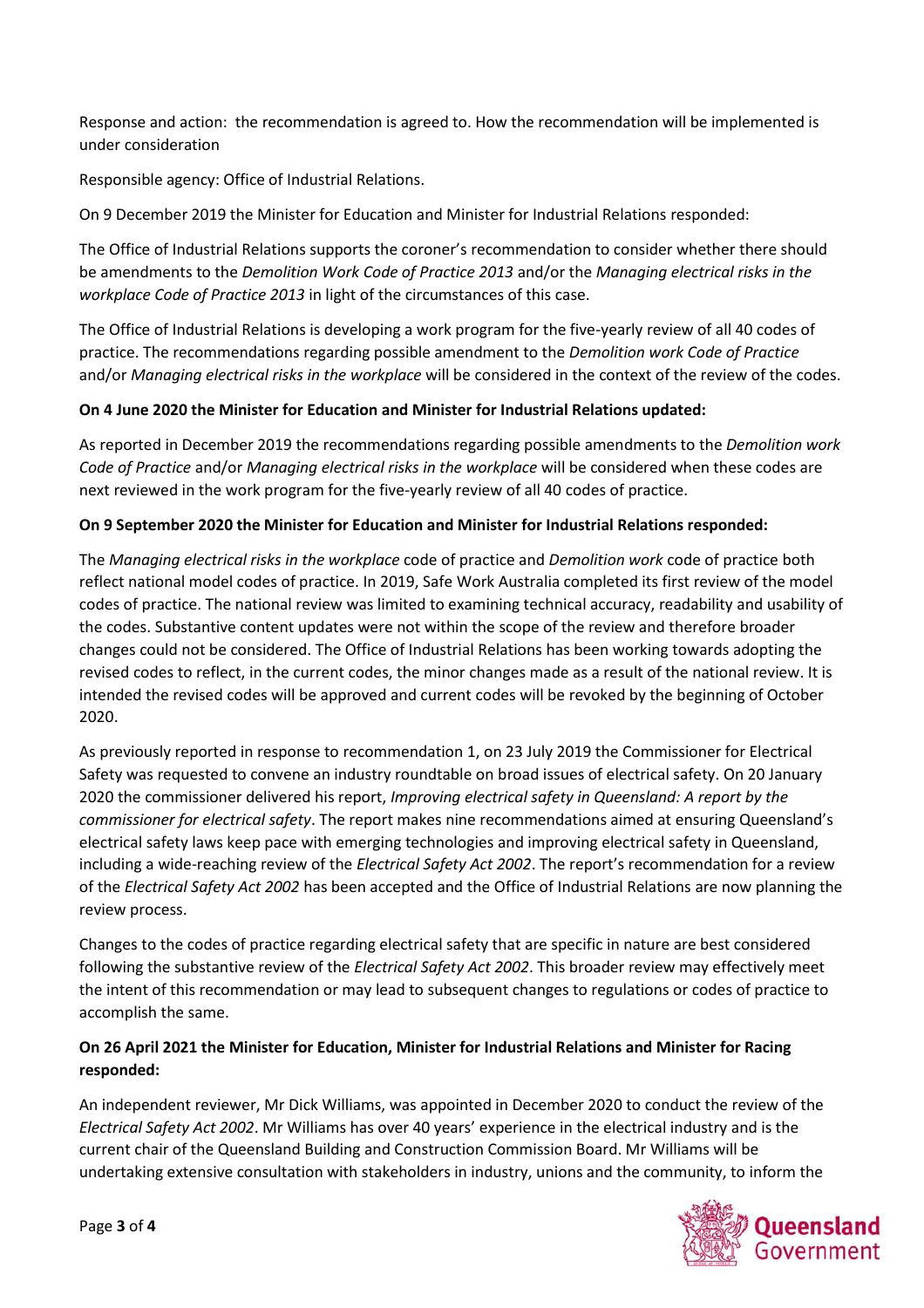Response and action: the recommendation is agreed to. How the recommendation will be implemented is under consideration

Responsible agency: Office of Industrial Relations.

On 9 December 2019 the Minister for Education and Minister for Industrial Relations responded:

The Office of Industrial Relations supports the coroner's recommendation to consider whether there should be amendments to the *Demolition Work Code of Practice 2013* and/or the *Managing electrical risks in the workplace Code of Practice 2013* in light of the circumstances of this case.

The Office of Industrial Relations is developing a work program for the five-yearly review of all 40 codes of practice. The recommendations regarding possible amendment to the *Demolition work Code of Practice* and/or *Managing electrical risks in the workplace* will be considered in the context of the review of the codes.

**On 4 June 2020 the Minister for Education and Minister for Industrial Relations updated:**

As reported in December 2019 the recommendations regarding possible amendments to the *Demolition work Code of Practice* and/or *Managing electrical risks in the workplace* will be considered when these codes are next reviewed in the work program for the five-yearly review of all 40 codes of practice.

**On 9 September 2020 the Minister for Education and Minister for Industrial Relations responded:**

The *Managing electrical risks in the workplace* code of practice and *Demolition work* code of practice both reflect national model codes of practice. In 2019, Safe Work Australia completed its first review of the model codes of practice. The national review was limited to examining technical accuracy, readability and usability of the codes. Substantive content updates were not within the scope of the review and therefore broader changes could not be considered. The Office of Industrial Relations has been working towards adopting the revised codes to reflect, in the current codes, the minor changes made as a result of the national review. It is intended the revised codes will be approved and current codes will be revoked by the beginning of October 2020.

As previously reported in response to recommendation 1, on 23 July 2019 the Commissioner for Electrical Safety was requested to convene an industry roundtable on broad issues of electrical safety. On 20 January 2020 the commissioner delivered his report, *Improving electrical safety in Queensland: A report by the commissioner for electrical safety*. The report makes nine recommendations aimed at ensuring Queensland's electrical safety laws keep pace with emerging technologies and improving electrical safety in Queensland, including a wide-reaching review of the *Electrical Safety Act 2002*. The report's recommendation for a review of the *Electrical Safety Act 2002* has been accepted and the Office of Industrial Relations are now planning the review process.

Changes to the codes of practice regarding electrical safety that are specific in nature are best considered following the substantive review of the *Electrical Safety Act 2002*. This broader review may effectively meet the intent of this recommendation or may lead to subsequent changes to regulations or codes of practice to accomplish the same.

**On 26 April 2021 the Minister for Education, Minister for Industrial Relations and Minister for Racing responded:**

An independent reviewer, Mr Dick Williams, was appointed in December 2020 to conduct the review of the *Electrical Safety Act 2002*. Mr Williams has over 40 years' experience in the electrical industry and is the current chair of the Queensland Building and Construction Commission Board. Mr Williams will be undertaking extensive consultation with stakeholders in industry, unions and the community, to inform the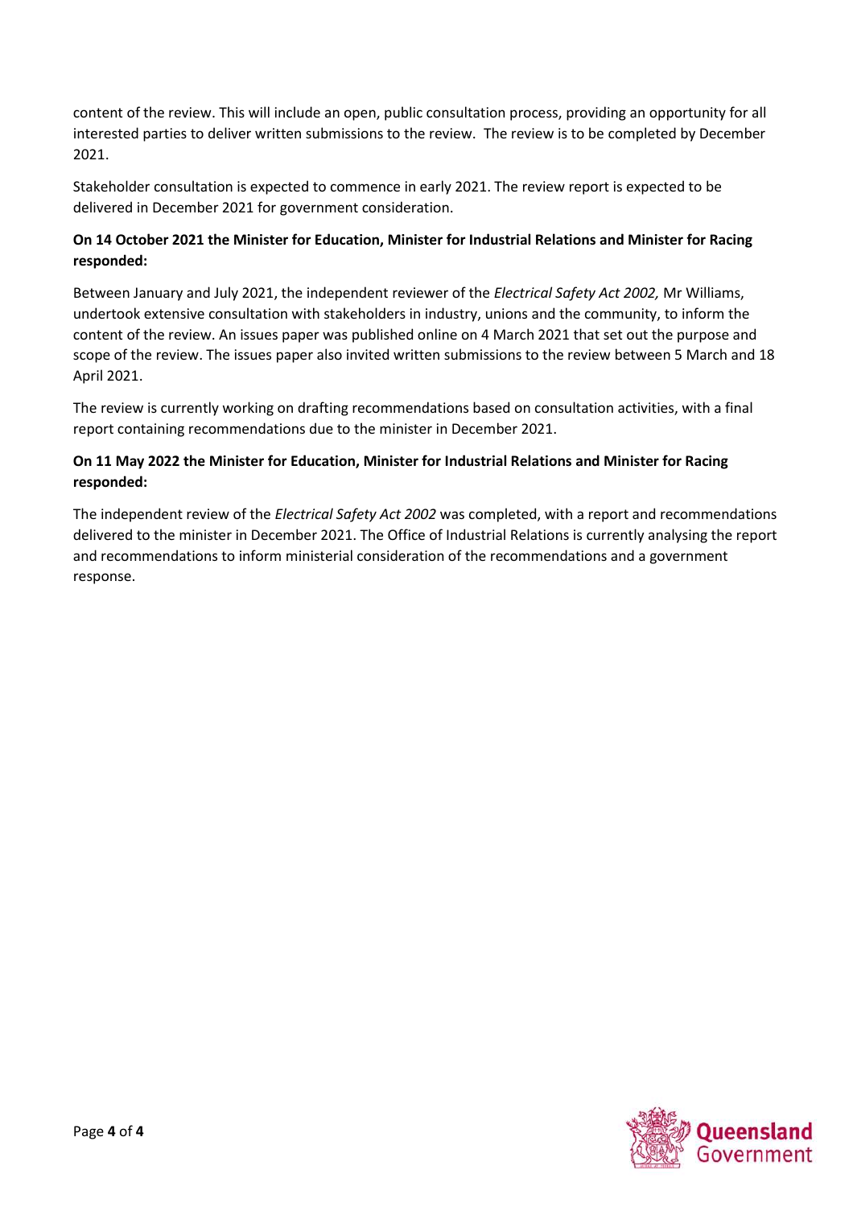content of the review. This will include an open, public consultation process, providing an opportunity for all interested parties to deliver written submissions to the review. The review is to be completed by December 2021.

Stakeholder consultation is expected to commence in early 2021. The review report is expected to be delivered in December 2021 for government consideration.

**On 14 October 2021 the Minister for Education, Minister for Industrial Relations and Minister for Racing responded:**

Between January and July 2021, the independent reviewer of the *Electrical Safety Act 2002,* Mr Williams, undertook extensive consultation with stakeholders in industry, unions and the community, to inform the content of the review. An issues paper was published online on 4 March 2021 that set out the purpose and scope of the review. The issues paper also invited written submissions to the review between 5 March and 18 April 2021.

The review is currently working on drafting recommendations based on consultation activities, with a final report containing recommendations due to the minister in December 2021.

**On 11 May 2022 the Minister for Education, Minister for Industrial Relations and Minister for Racing responded:**

The independent review of the *Electrical Safety Act 2002* was completed, with a report and recommendations delivered to the minister in December 2021. The Office of Industrial Relations is currently analysing the report and recommendations to inform ministerial consideration of the recommendations and a government response.